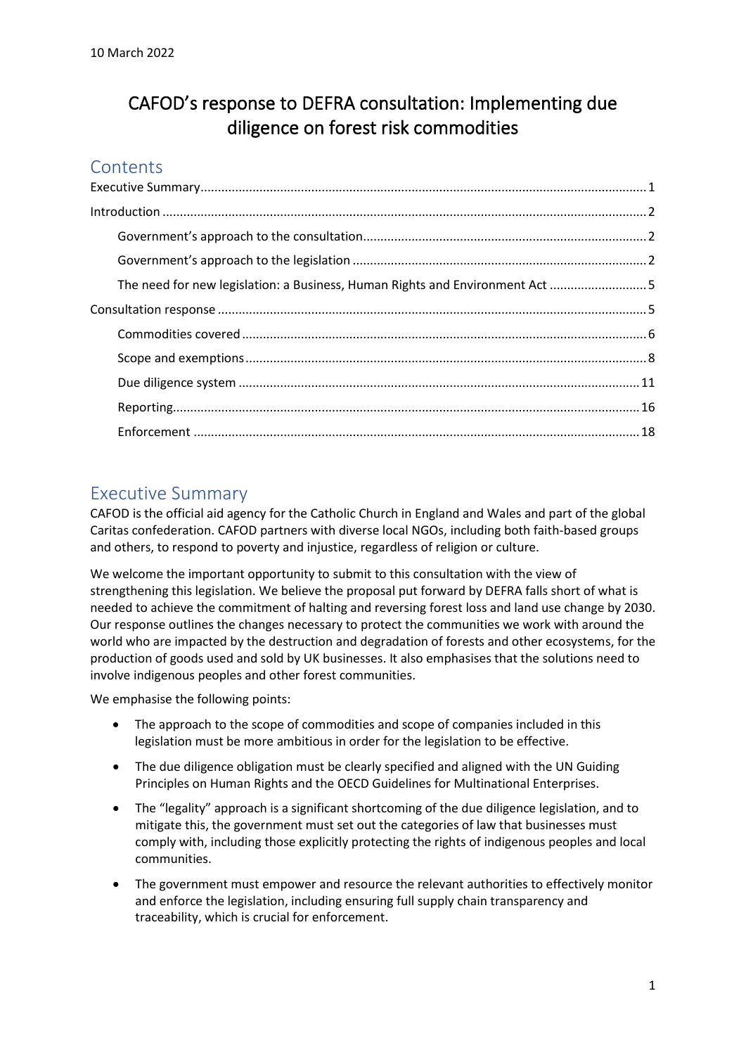10 March 2022

# CAFOD's response to DEFRA consultation: Implementing due diligence on forest risk commodities

## Contents

Executive Summary ........ 1

Introduction ........ 2

- Government's approach to the consultation ........ 2
- Government's approach to the legislation ........ 2
- The need for new legislation: a Business, Human Rights and Environment Act ........ 5

Consultation response ........ 5

- Commodities covered ........ 6
- Scope and exemptions ........ 8
- Due diligence system ........ 11
- Reporting ........ 16
- Enforcement ........ 18

## Executive Summary

CAFOD is the official aid agency for the Catholic Church in England and Wales and part of the global Caritas confederation. CAFOD partners with diverse local NGOs, including both faith-based groups and others, to respond to poverty and injustice, regardless of religion or culture.

We welcome the important opportunity to submit to this consultation with the view of strengthening this legislation. We believe the proposal put forward by DEFRA falls short of what is needed to achieve the commitment of halting and reversing forest loss and land use change by 2030. Our response outlines the changes necessary to protect the communities we work with around the world who are impacted by the destruction and degradation of forests and other ecosystems, for the production of goods used and sold by UK businesses. It also emphasises that the solutions need to involve indigenous peoples and other forest communities.

We emphasise the following points:

- The approach to the scope of commodities and scope of companies included in this legislation must be more ambitious in order for the legislation to be effective.
- The due diligence obligation must be clearly specified and aligned with the UN Guiding Principles on Human Rights and the OECD Guidelines for Multinational Enterprises.
- The "legality" approach is a significant shortcoming of the due diligence legislation, and to mitigate this, the government must set out the categories of law that businesses must comply with, including those explicitly protecting the rights of indigenous peoples and local communities.
- The government must empower and resource the relevant authorities to effectively monitor and enforce the legislation, including ensuring full supply chain transparency and traceability, which is crucial for enforcement.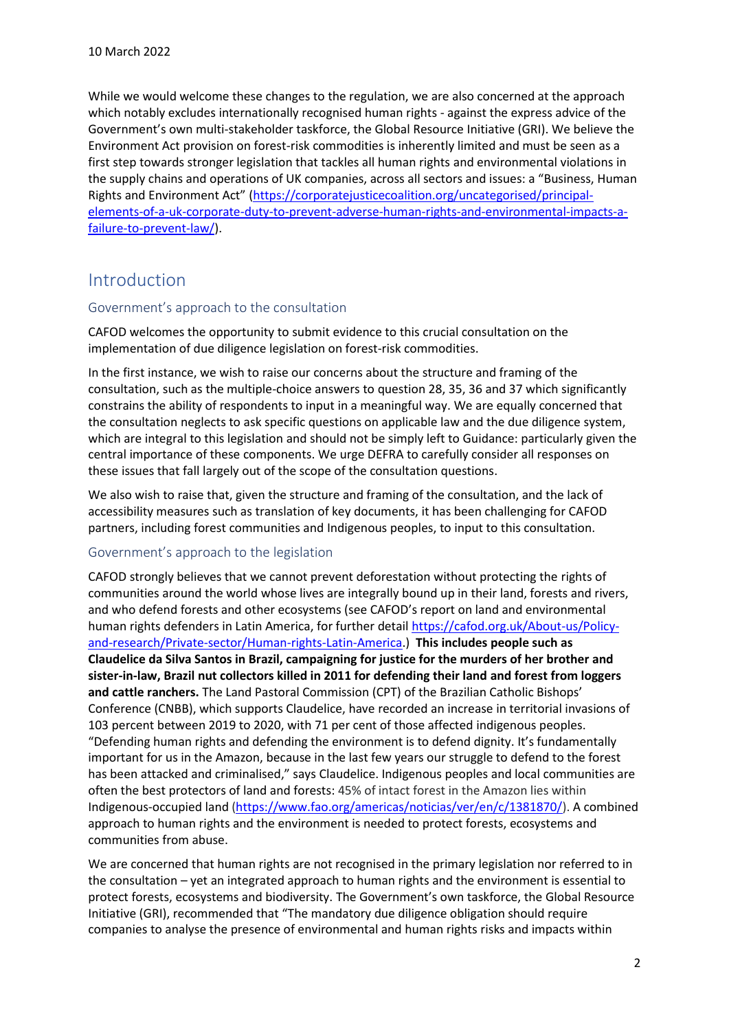10 March 2022

While we would welcome these changes to the regulation, we are also concerned at the approach which notably excludes internationally recognised human rights - against the express advice of the Government's own multi-stakeholder taskforce, the Global Resource Initiative (GRI). We believe the Environment Act provision on forest-risk commodities is inherently limited and must be seen as a first step towards stronger legislation that tackles all human rights and environmental violations in the supply chains and operations of UK companies, across all sectors and issues: a "Business, Human Rights and Environment Act" ([https://corporatejusticecoalition.org/uncategorised/principal-elements-of-a-uk-corporate-duty-to-prevent-adverse-human-rights-and-environmental-impacts-a-failure-to-prevent-law/](https://corporatejusticecoalition.org/uncategorised/principal-elements-of-a-uk-corporate-duty-to-prevent-adverse-human-rights-and-environmental-impacts-a-failure-to-prevent-law/)).

## Introduction

### Government's approach to the consultation

CAFOD welcomes the opportunity to submit evidence to this crucial consultation on the implementation of due diligence legislation on forest-risk commodities.

In the first instance, we wish to raise our concerns about the structure and framing of the consultation, such as the multiple-choice answers to question 28, 35, 36 and 37 which significantly constrains the ability of respondents to input in a meaningful way. We are equally concerned that the consultation neglects to ask specific questions on applicable law and the due diligence system, which are integral to this legislation and should not be simply left to Guidance: particularly given the central importance of these components. We urge DEFRA to carefully consider all responses on these issues that fall largely out of the scope of the consultation questions.

We also wish to raise that, given the structure and framing of the consultation, and the lack of accessibility measures such as translation of key documents, it has been challenging for CAFOD partners, including forest communities and Indigenous peoples, to input to this consultation.

### Government's approach to the legislation

CAFOD strongly believes that we cannot prevent deforestation without protecting the rights of communities around the world whose lives are integrally bound up in their land, forests and rivers, and who defend forests and other ecosystems (see CAFOD's report on land and environmental human rights defenders in Latin America, for further detail [https://cafod.org.uk/About-us/Policy-and-research/Private-sector/Human-rights-Latin-America](https://cafod.org.uk/About-us/Policy-and-research/Private-sector/Human-rights-Latin-America).) **This includes people such as Claudelice da Silva Santos in Brazil, campaigning for justice for the murders of her brother and sister-in-law, Brazil nut collectors killed in 2011 for defending their land and forest from loggers and cattle ranchers.** The Land Pastoral Commission (CPT) of the Brazilian Catholic Bishops' Conference (CNBB), which supports Claudelice, have recorded an increase in territorial invasions of 103 percent between 2019 to 2020, with 71 per cent of those affected indigenous peoples. "Defending human rights and defending the environment is to defend dignity. It's fundamentally important for us in the Amazon, because in the last few years our struggle to defend to the forest has been attacked and criminalised," says Claudelice. Indigenous peoples and local communities are often the best protectors of land and forests: 45% of intact forest in the Amazon lies within Indigenous-occupied land ([https://www.fao.org/americas/noticias/ver/en/c/1381870/](https://www.fao.org/americas/noticias/ver/en/c/1381870/)). A combined approach to human rights and the environment is needed to protect forests, ecosystems and communities from abuse.

We are concerned that human rights are not recognised in the primary legislation nor referred to in the consultation – yet an integrated approach to human rights and the environment is essential to protect forests, ecosystems and biodiversity. The Government's own taskforce, the Global Resource Initiative (GRI), recommended that "The mandatory due diligence obligation should require companies to analyse the presence of environmental and human rights risks and impacts within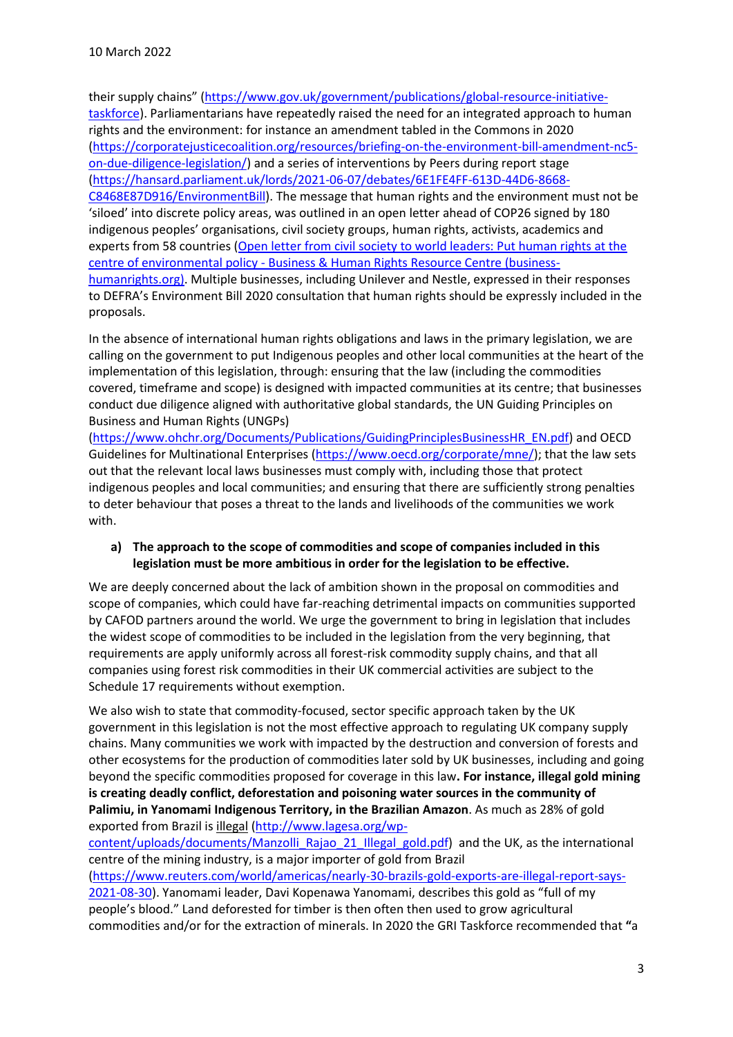their supply chains" (https://www.gov.uk/government/publications/global-resource-initiative-taskforce). Parliamentarians have repeatedly raised the need for an integrated approach to human rights and the environment: for instance an amendment tabled in the Commons in 2020 (https://corporatejusticecoalition.org/resources/briefing-on-the-environment-bill-amendment-nc5-on-due-diligence-legislation/) and a series of interventions by Peers during report stage (https://hansard.parliament.uk/lords/2021-06-07/debates/6E1FE4FF-613D-44D6-8668-C8468E87D916/EnvironmentBill). The message that human rights and the environment must not be 'siloed' into discrete policy areas, was outlined in an open letter ahead of COP26 signed by 180 indigenous peoples' organisations, civil society groups, human rights, activists, academics and experts from 58 countries (Open letter from civil society to world leaders: Put human rights at the centre of environmental policy - Business & Human Rights Resource Centre (business-humanrights.org)). Multiple businesses, including Unilever and Nestle, expressed in their responses to DEFRA's Environment Bill 2020 consultation that human rights should be expressly included in the proposals.

In the absence of international human rights obligations and laws in the primary legislation, we are calling on the government to put Indigenous peoples and other local communities at the heart of the implementation of this legislation, through: ensuring that the law (including the commodities covered, timeframe and scope) is designed with impacted communities at its centre; that businesses conduct due diligence aligned with authoritative global standards, the UN Guiding Principles on Business and Human Rights (UNGPs) (https://www.ohchr.org/Documents/Publications/GuidingPrinciplesBusinessHR_EN.pdf) and OECD Guidelines for Multinational Enterprises (https://www.oecd.org/corporate/mne/); that the law sets out that the relevant local laws businesses must comply with, including those that protect indigenous peoples and local communities; and ensuring that there are sufficiently strong penalties to deter behaviour that poses a threat to the lands and livelihoods of the communities we work with.

**a) The approach to the scope of commodities and scope of companies included in this legislation must be more ambitious in order for the legislation to be effective.**

We are deeply concerned about the lack of ambition shown in the proposal on commodities and scope of companies, which could have far-reaching detrimental impacts on communities supported by CAFOD partners around the world. We urge the government to bring in legislation that includes the widest scope of commodities to be included in the legislation from the very beginning, that requirements are apply uniformly across all forest-risk commodity supply chains, and that all companies using forest risk commodities in their UK commercial activities are subject to the Schedule 17 requirements without exemption.

We also wish to state that commodity-focused, sector specific approach taken by the UK government in this legislation is not the most effective approach to regulating UK company supply chains. Many communities we work with impacted by the destruction and conversion of forests and other ecosystems for the production of commodities later sold by UK businesses, including and going beyond the specific commodities proposed for coverage in this law**. For instance, illegal gold mining is creating deadly conflict, deforestation and poisoning water sources in the community of Palimiu, in Yanomami Indigenous Territory, in the Brazilian Amazon**. As much as 28% of gold exported from Brazil is illegal (http://www.lagesa.org/wp-content/uploads/documents/Manzolli_Rajao_21_Illegal_gold.pdf) and the UK, as the international centre of the mining industry, is a major importer of gold from Brazil (https://www.reuters.com/world/americas/nearly-30-brazils-gold-exports-are-illegal-report-says-2021-08-30). Yanomami leader, Davi Kopenawa Yanomami, describes this gold as "full of my people's blood." Land deforested for timber is then often then used to grow agricultural commodities and/or for the extraction of minerals. In 2020 the GRI Taskforce recommended that **"**a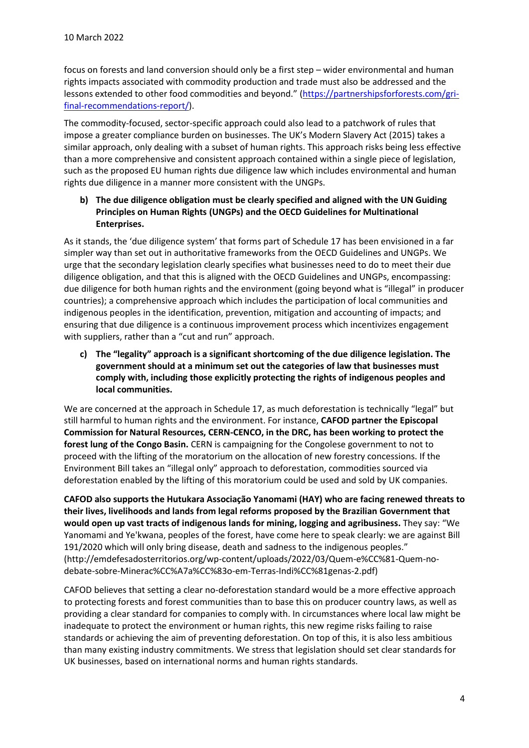focus on forests and land conversion should only be a first step – wider environmental and human rights impacts associated with commodity production and trade must also be addressed and the lessons extended to other food commodities and beyond." ([https://partnershipsforforests.com/gri-final-recommendations-report/](https://partnershipsforforests.com/gri-final-recommendations-report/)).

The commodity-focused, sector-specific approach could also lead to a patchwork of rules that impose a greater compliance burden on businesses. The UK's Modern Slavery Act (2015) takes a similar approach, only dealing with a subset of human rights. This approach risks being less effective than a more comprehensive and consistent approach contained within a single piece of legislation, such as the proposed EU human rights due diligence law which includes environmental and human rights due diligence in a manner more consistent with the UNGPs.

**b) The due diligence obligation must be clearly specified and aligned with the UN Guiding Principles on Human Rights (UNGPs) and the OECD Guidelines for Multinational Enterprises.**

As it stands, the 'due diligence system' that forms part of Schedule 17 has been envisioned in a far simpler way than set out in authoritative frameworks from the OECD Guidelines and UNGPs. We urge that the secondary legislation clearly specifies what businesses need to do to meet their due diligence obligation, and that this is aligned with the OECD Guidelines and UNGPs, encompassing: due diligence for both human rights and the environment (going beyond what is "illegal" in producer countries); a comprehensive approach which includes the participation of local communities and indigenous peoples in the identification, prevention, mitigation and accounting of impacts; and ensuring that due diligence is a continuous improvement process which incentivizes engagement with suppliers, rather than a "cut and run" approach.

**c) The "legality" approach is a significant shortcoming of the due diligence legislation. The government should at a minimum set out the categories of law that businesses must comply with, including those explicitly protecting the rights of indigenous peoples and local communities.**

We are concerned at the approach in Schedule 17, as much deforestation is technically "legal" but still harmful to human rights and the environment. For instance, **CAFOD partner the Episcopal Commission for Natural Resources, CERN-CENCO, in the DRC, has been working to protect the forest lung of the Congo Basin.** CERN is campaigning for the Congolese government to not to proceed with the lifting of the moratorium on the allocation of new forestry concessions. If the Environment Bill takes an "illegal only" approach to deforestation, commodities sourced via deforestation enabled by the lifting of this moratorium could be used and sold by UK companies.

**CAFOD also supports the Hutukara Associação Yanomami (HAY) who are facing renewed threats to their lives, livelihoods and lands from legal reforms proposed by the Brazilian Government that would open up vast tracts of indigenous lands for mining, logging and agribusiness.** They say: "We Yanomami and Ye'kwana, peoples of the forest, have come here to speak clearly: we are against Bill 191/2020 which will only bring disease, death and sadness to the indigenous peoples." (http://emdefesadosterritorios.org/wp-content/uploads/2022/03/Quem-e%CC%81-Quem-no-debate-sobre-Minerac%CC%A7a%CC%83o-em-Terras-Indi%CC%81genas-2.pdf)

CAFOD believes that setting a clear no-deforestation standard would be a more effective approach to protecting forests and forest communities than to base this on producer country laws, as well as providing a clear standard for companies to comply with. In circumstances where local law might be inadequate to protect the environment or human rights, this new regime risks failing to raise standards or achieving the aim of preventing deforestation. On top of this, it is also less ambitious than many existing industry commitments. We stress that legislation should set clear standards for UK businesses, based on international norms and human rights standards.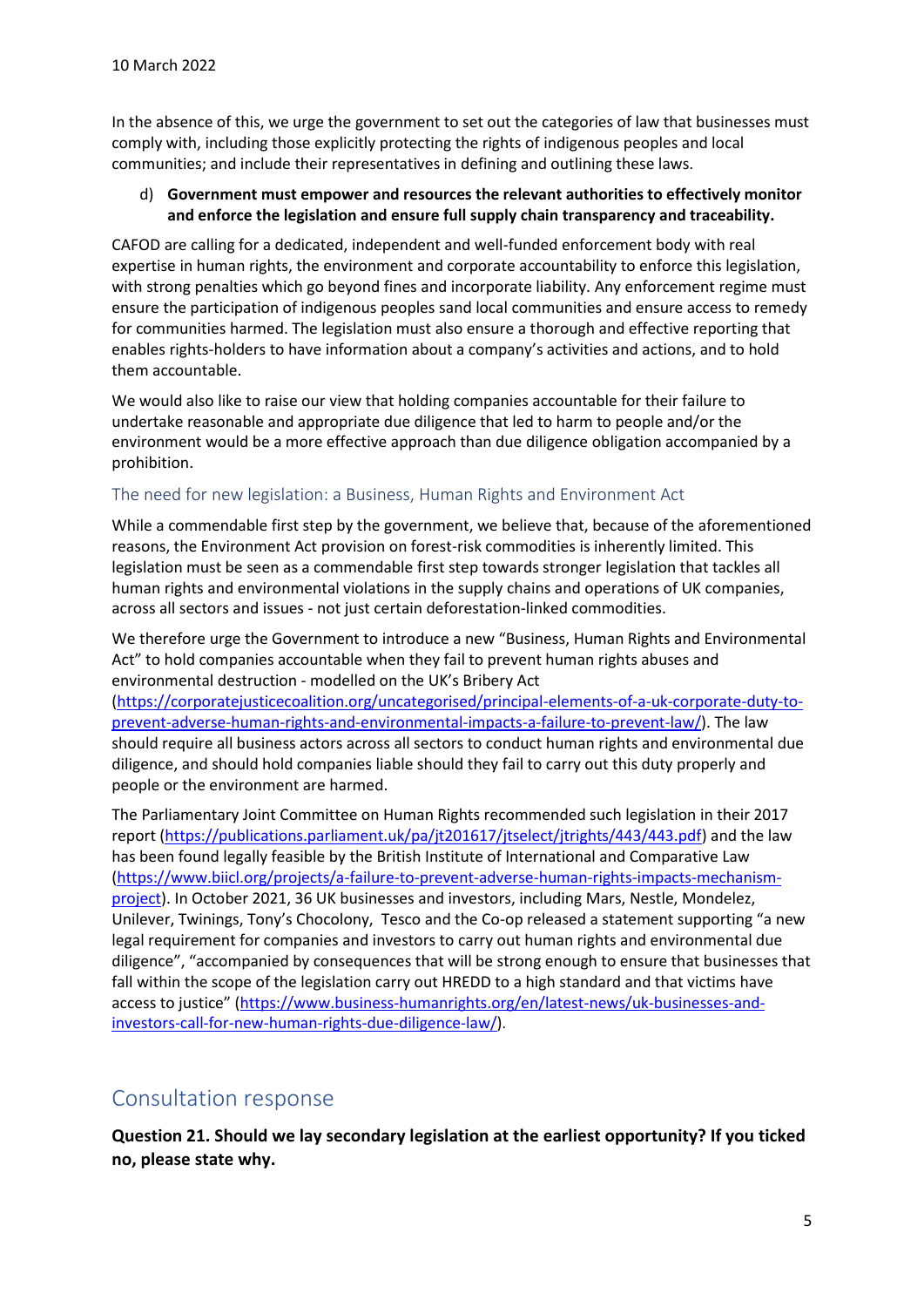10 March 2022

In the absence of this, we urge the government to set out the categories of law that businesses must comply with, including those explicitly protecting the rights of indigenous peoples and local communities; and include their representatives in defining and outlining these laws.

d) **Government must empower and resources the relevant authorities to effectively monitor and enforce the legislation and ensure full supply chain transparency and traceability.**

CAFOD are calling for a dedicated, independent and well-funded enforcement body with real expertise in human rights, the environment and corporate accountability to enforce this legislation, with strong penalties which go beyond fines and incorporate liability. Any enforcement regime must ensure the participation of indigenous peoples sand local communities and ensure access to remedy for communities harmed. The legislation must also ensure a thorough and effective reporting that enables rights-holders to have information about a company's activities and actions, and to hold them accountable.

We would also like to raise our view that holding companies accountable for their failure to undertake reasonable and appropriate due diligence that led to harm to people and/or the environment would be a more effective approach than due diligence obligation accompanied by a prohibition.

### The need for new legislation: a Business, Human Rights and Environment Act

While a commendable first step by the government, we believe that, because of the aforementioned reasons, the Environment Act provision on forest-risk commodities is inherently limited. This legislation must be seen as a commendable first step towards stronger legislation that tackles all human rights and environmental violations in the supply chains and operations of UK companies, across all sectors and issues - not just certain deforestation-linked commodities.

We therefore urge the Government to introduce a new "Business, Human Rights and Environmental Act" to hold companies accountable when they fail to prevent human rights abuses and environmental destruction - modelled on the UK's Bribery Act (https://corporatejusticecoalition.org/uncategorised/principal-elements-of-a-uk-corporate-duty-to-prevent-adverse-human-rights-and-environmental-impacts-a-failure-to-prevent-law/). The law should require all business actors across all sectors to conduct human rights and environmental due diligence, and should hold companies liable should they fail to carry out this duty properly and people or the environment are harmed.

The Parliamentary Joint Committee on Human Rights recommended such legislation in their 2017 report (https://publications.parliament.uk/pa/jt201617/jtselect/jtrights/443/443.pdf) and the law has been found legally feasible by the British Institute of International and Comparative Law (https://www.biicl.org/projects/a-failure-to-prevent-adverse-human-rights-impacts-mechanism-project). In October 2021, 36 UK businesses and investors, including Mars, Nestle, Mondelez, Unilever, Twinings, Tony's Chocolony, Tesco and the Co-op released a statement supporting "a new legal requirement for companies and investors to carry out human rights and environmental due diligence", "accompanied by consequences that will be strong enough to ensure that businesses that fall within the scope of the legislation carry out HREDD to a high standard and that victims have access to justice" (https://www.business-humanrights.org/en/latest-news/uk-businesses-and-investors-call-for-new-human-rights-due-diligence-law/).

## Consultation response

**Question 21. Should we lay secondary legislation at the earliest opportunity? If you ticked no, please state why.**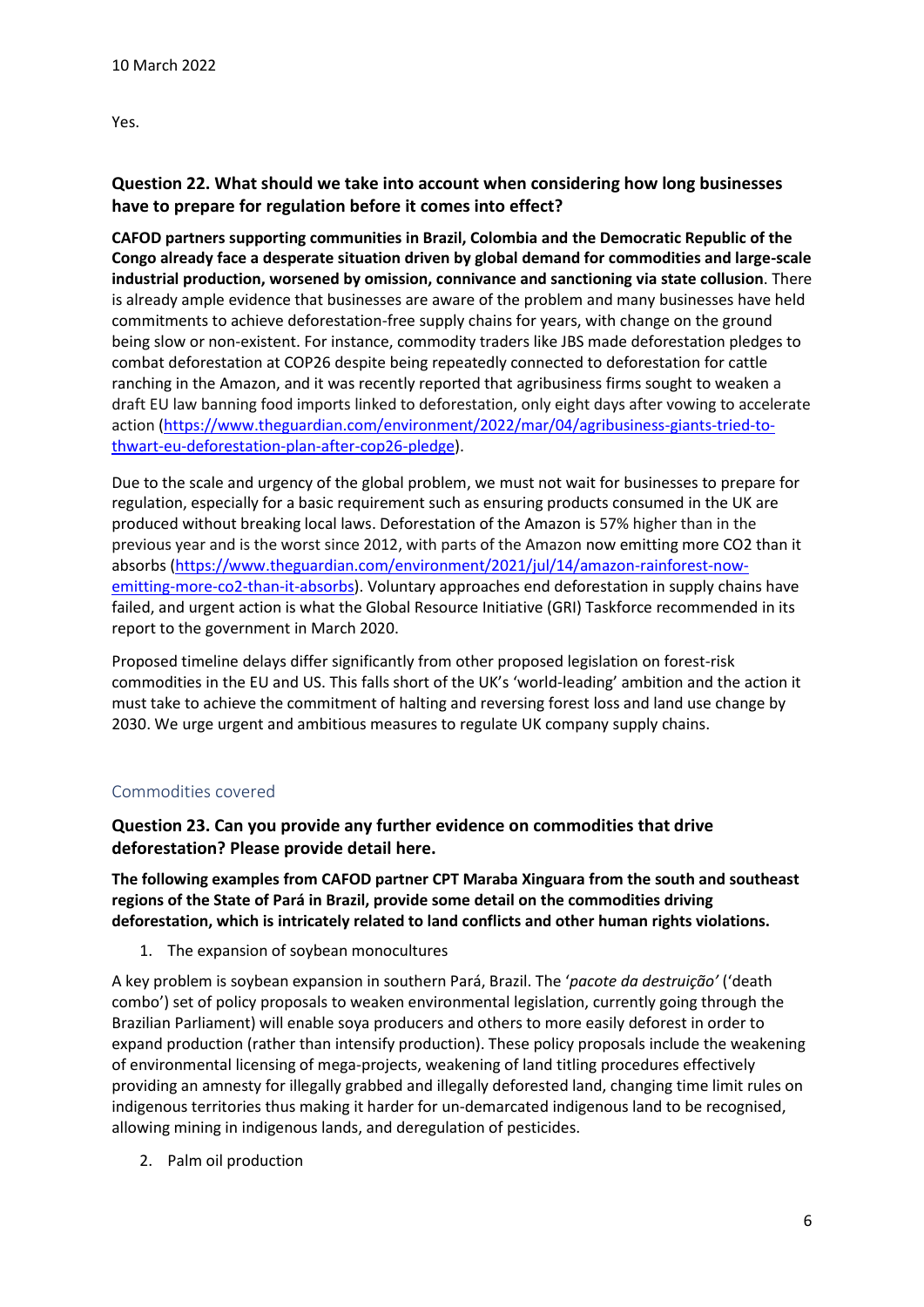Yes.

### Question 22. What should we take into account when considering how long businesses have to prepare for regulation before it comes into effect?

**CAFOD partners supporting communities in Brazil, Colombia and the Democratic Republic of the Congo already face a desperate situation driven by global demand for commodities and large-scale industrial production, worsened by omission, connivance and sanctioning via state collusion**. There is already ample evidence that businesses are aware of the problem and many businesses have held commitments to achieve deforestation-free supply chains for years, with change on the ground being slow or non-existent. For instance, commodity traders like JBS made deforestation pledges to combat deforestation at COP26 despite being repeatedly connected to deforestation for cattle ranching in the Amazon, and it was recently reported that agribusiness firms sought to weaken a draft EU law banning food imports linked to deforestation, only eight days after vowing to accelerate action (https://www.theguardian.com/environment/2022/mar/04/agribusiness-giants-tried-to-thwart-eu-deforestation-plan-after-cop26-pledge).

Due to the scale and urgency of the global problem, we must not wait for businesses to prepare for regulation, especially for a basic requirement such as ensuring products consumed in the UK are produced without breaking local laws. Deforestation of the Amazon is 57% higher than in the previous year and is the worst since 2012, with parts of the Amazon now emitting more $CO_2$ than it absorbs (https://www.theguardian.com/environment/2021/jul/14/amazon-rainforest-now-emitting-more-co2-than-it-absorbs). Voluntary approaches end deforestation in supply chains have failed, and urgent action is what the Global Resource Initiative (GRI) Taskforce recommended in its report to the government in March 2020.

Proposed timeline delays differ significantly from other proposed legislation on forest-risk commodities in the EU and US. This falls short of the UK's 'world-leading' ambition and the action it must take to achieve the commitment of halting and reversing forest loss and land use change by 2030. We urge urgent and ambitious measures to regulate UK company supply chains.

## Commodities covered

### Question 23. Can you provide any further evidence on commodities that drive deforestation? Please provide detail here.

**The following examples from CAFOD partner CPT Maraba Xinguara from the south and southeast regions of the State of Pará in Brazil, provide some detail on the commodities driving deforestation, which is intricately related to land conflicts and other human rights violations.**

1. The expansion of soybean monocultures

A key problem is soybean expansion in southern Pará, Brazil. The '*pacote da destruição'* ('death combo') set of policy proposals to weaken environmental legislation, currently going through the Brazilian Parliament) will enable soya producers and others to more easily deforest in order to expand production (rather than intensify production). These policy proposals include the weakening of environmental licensing of mega-projects, weakening of land titling procedures effectively providing an amnesty for illegally grabbed and illegally deforested land, changing time limit rules on indigenous territories thus making it harder for un-demarcated indigenous land to be recognised, allowing mining in indigenous lands, and deregulation of pesticides.

2. Palm oil production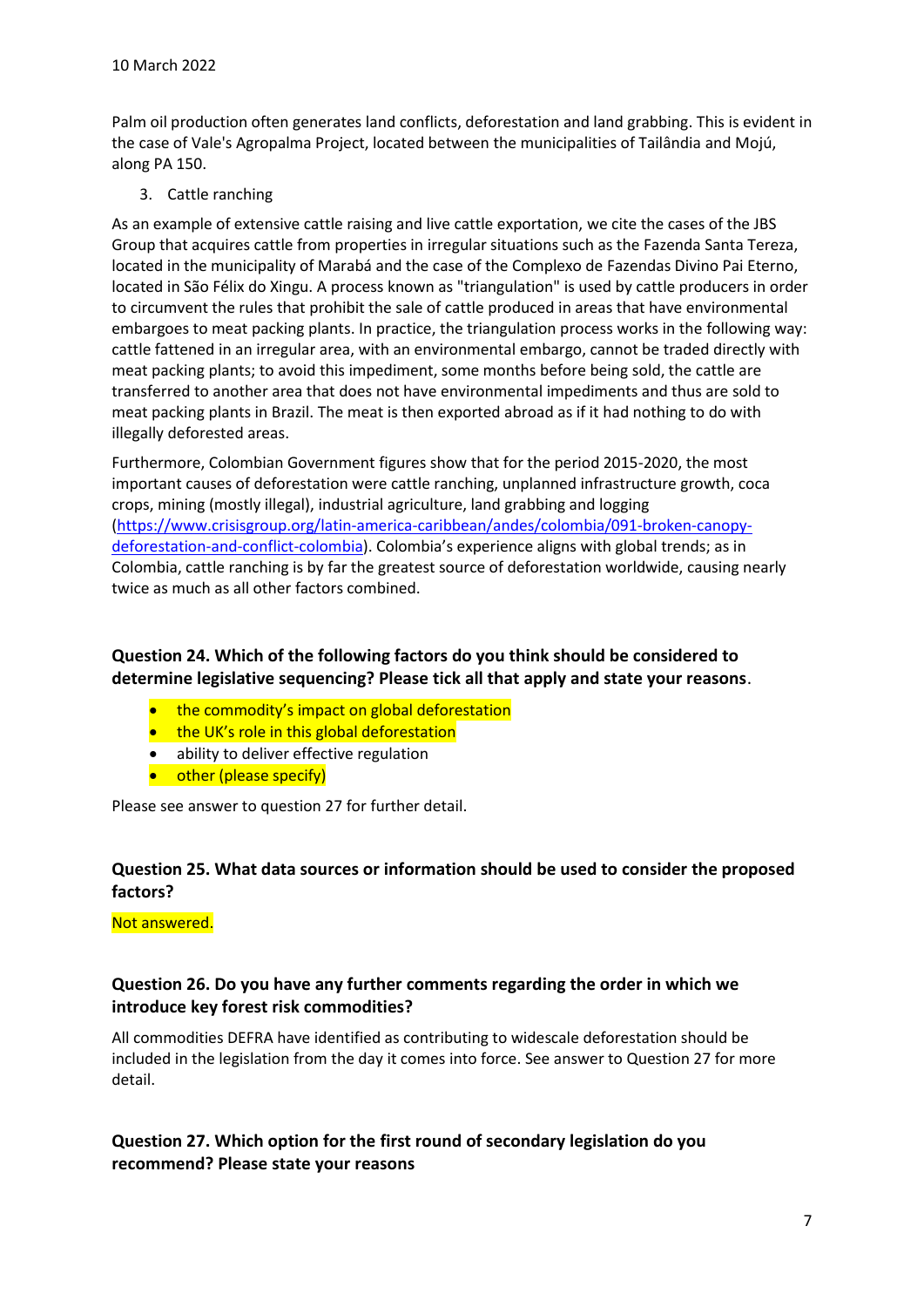10 March 2022

Palm oil production often generates land conflicts, deforestation and land grabbing. This is evident in the case of Vale's Agropalma Project, located between the municipalities of Tailândia and Mojú, along PA 150.

3. Cattle ranching

As an example of extensive cattle raising and live cattle exportation, we cite the cases of the JBS Group that acquires cattle from properties in irregular situations such as the Fazenda Santa Tereza, located in the municipality of Marabá and the case of the Complexo de Fazendas Divino Pai Eterno, located in São Félix do Xingu. A process known as "triangulation" is used by cattle producers in order to circumvent the rules that prohibit the sale of cattle produced in areas that have environmental embargoes to meat packing plants. In practice, the triangulation process works in the following way: cattle fattened in an irregular area, with an environmental embargo, cannot be traded directly with meat packing plants; to avoid this impediment, some months before being sold, the cattle are transferred to another area that does not have environmental impediments and thus are sold to meat packing plants in Brazil. The meat is then exported abroad as if it had nothing to do with illegally deforested areas.

Furthermore, Colombian Government figures show that for the period 2015-2020, the most important causes of deforestation were cattle ranching, unplanned infrastructure growth, coca crops, mining (mostly illegal), industrial agriculture, land grabbing and logging (https://www.crisisgroup.org/latin-america-caribbean/andes/colombia/091-broken-canopy-deforestation-and-conflict-colombia). Colombia's experience aligns with global trends; as in Colombia, cattle ranching is by far the greatest source of deforestation worldwide, causing nearly twice as much as all other factors combined.

**Question 24. Which of the following factors do you think should be considered to determine legislative sequencing? Please tick all that apply and state your reasons.**

- the commodity's impact on global deforestation
- the UK's role in this global deforestation
- ability to deliver effective regulation
- other (please specify)

Please see answer to question 27 for further detail.

**Question 25. What data sources or information should be used to consider the proposed factors?**

Not answered.

**Question 26. Do you have any further comments regarding the order in which we introduce key forest risk commodities?**

All commodities DEFRA have identified as contributing to widescale deforestation should be included in the legislation from the day it comes into force. See answer to Question 27 for more detail.

**Question 27. Which option for the first round of secondary legislation do you recommend? Please state your reasons**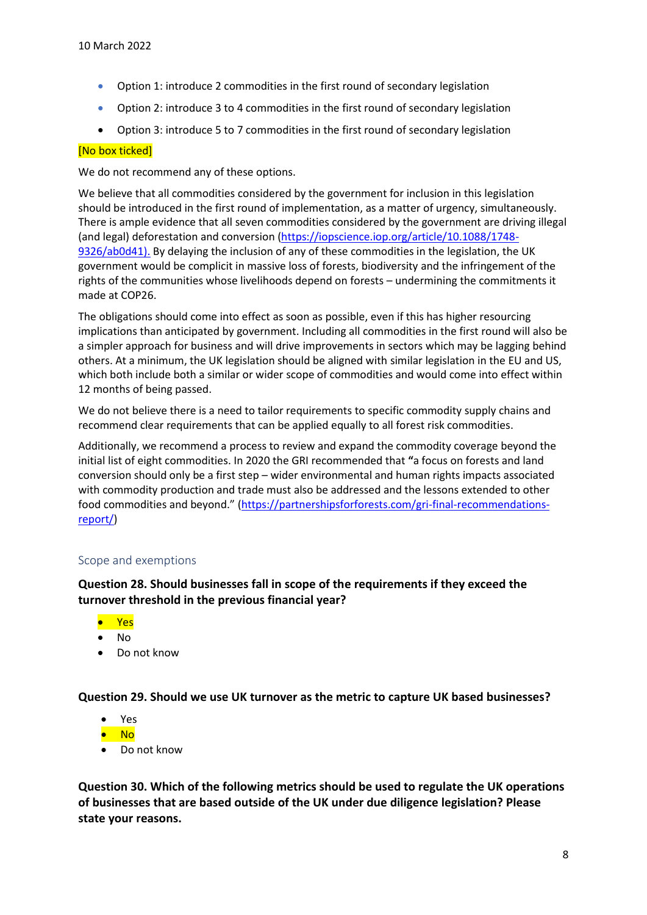- Option 1: introduce 2 commodities in the first round of secondary legislation
- Option 2: introduce 3 to 4 commodities in the first round of secondary legislation
- Option 3: introduce 5 to 7 commodities in the first round of secondary legislation

[No box ticked]

We do not recommend any of these options.

We believe that all commodities considered by the government for inclusion in this legislation should be introduced in the first round of implementation, as a matter of urgency, simultaneously. There is ample evidence that all seven commodities considered by the government are driving illegal (and legal) deforestation and conversion (https://iopscience.iop.org/article/10.1088/1748-9326/ab0d41). By delaying the inclusion of any of these commodities in the legislation, the UK government would be complicit in massive loss of forests, biodiversity and the infringement of the rights of the communities whose livelihoods depend on forests – undermining the commitments it made at COP26.

The obligations should come into effect as soon as possible, even if this has higher resourcing implications than anticipated by government. Including all commodities in the first round will also be a simpler approach for business and will drive improvements in sectors which may be lagging behind others. At a minimum, the UK legislation should be aligned with similar legislation in the EU and US, which both include both a similar or wider scope of commodities and would come into effect within 12 months of being passed.

We do not believe there is a need to tailor requirements to specific commodity supply chains and recommend clear requirements that can be applied equally to all forest risk commodities.

Additionally, we recommend a process to review and expand the commodity coverage beyond the initial list of eight commodities. In 2020 the GRI recommended that "a focus on forests and land conversion should only be a first step – wider environmental and human rights impacts associated with commodity production and trade must also be addressed and the lessons extended to other food commodities and beyond." (https://partnershipsforforests.com/gri-final-recommendations-report/)

## Scope and exemptions

**Question 28. Should businesses fall in scope of the requirements if they exceed the turnover threshold in the previous financial year?**

- Yes
- No
- Do not know

**Question 29. Should we use UK turnover as the metric to capture UK based businesses?**

- Yes
- No
- Do not know

**Question 30. Which of the following metrics should be used to regulate the UK operations of businesses that are based outside of the UK under due diligence legislation? Please state your reasons.**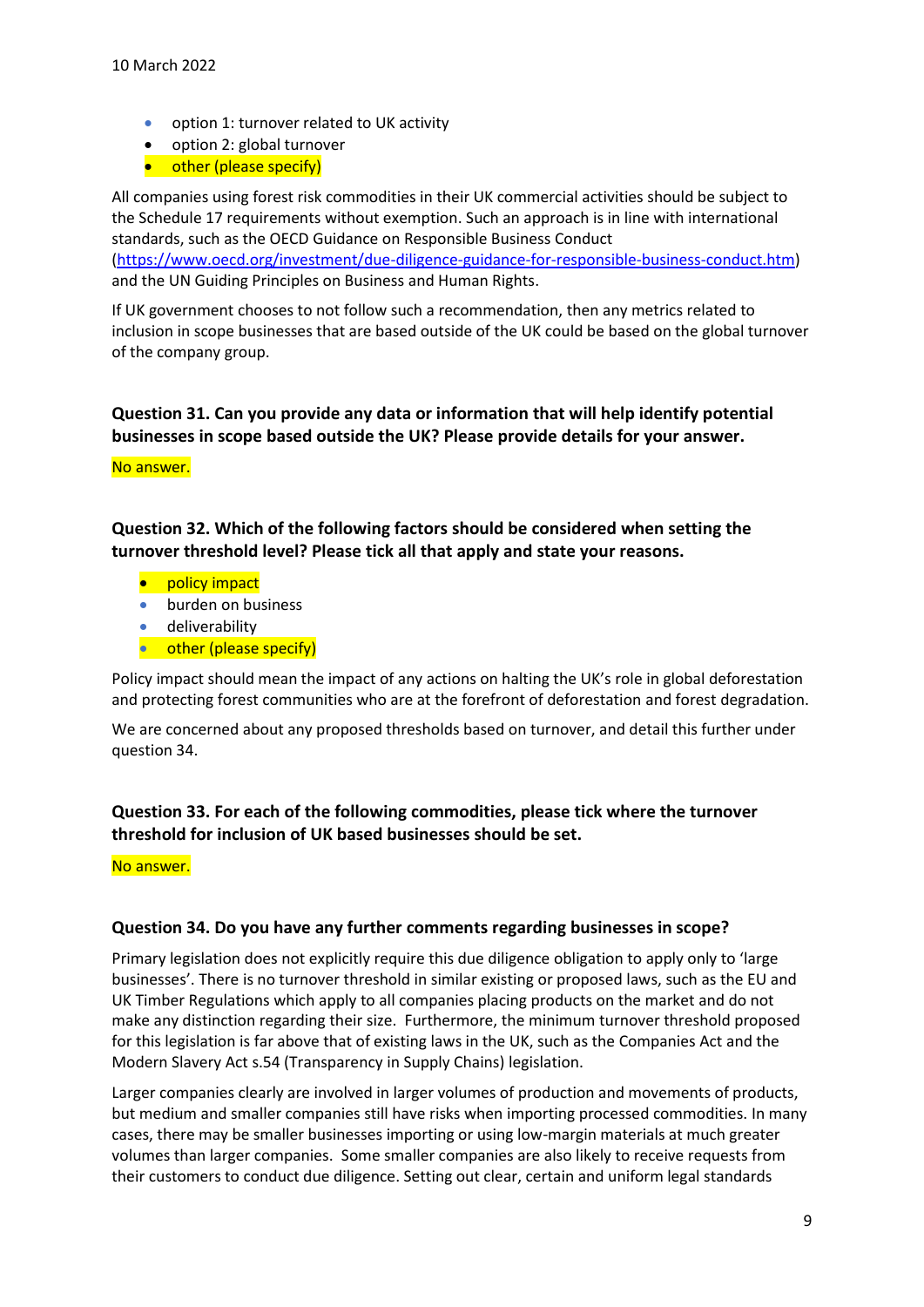10 March 2022

- option 1: turnover related to UK activity
- option 2: global turnover
- other (please specify)

All companies using forest risk commodities in their UK commercial activities should be subject to the Schedule 17 requirements without exemption. Such an approach is in line with international standards, such as the OECD Guidance on Responsible Business Conduct (https://www.oecd.org/investment/due-diligence-guidance-for-responsible-business-conduct.htm) and the UN Guiding Principles on Business and Human Rights.

If UK government chooses to not follow such a recommendation, then any metrics related to inclusion in scope businesses that are based outside of the UK could be based on the global turnover of the company group.

**Question 31. Can you provide any data or information that will help identify potential businesses in scope based outside the UK? Please provide details for your answer.**

No answer.

**Question 32. Which of the following factors should be considered when setting the turnover threshold level? Please tick all that apply and state your reasons.**

- policy impact
- burden on business
- deliverability
- other (please specify)

Policy impact should mean the impact of any actions on halting the UK's role in global deforestation and protecting forest communities who are at the forefront of deforestation and forest degradation.

We are concerned about any proposed thresholds based on turnover, and detail this further under question 34.

**Question 33. For each of the following commodities, please tick where the turnover threshold for inclusion of UK based businesses should be set.**

No answer.

**Question 34. Do you have any further comments regarding businesses in scope?**

Primary legislation does not explicitly require this due diligence obligation to apply only to 'large businesses'. There is no turnover threshold in similar existing or proposed laws, such as the EU and UK Timber Regulations which apply to all companies placing products on the market and do not make any distinction regarding their size. Furthermore, the minimum turnover threshold proposed for this legislation is far above that of existing laws in the UK, such as the Companies Act and the Modern Slavery Act s.54 (Transparency in Supply Chains) legislation.

Larger companies clearly are involved in larger volumes of production and movements of products, but medium and smaller companies still have risks when importing processed commodities. In many cases, there may be smaller businesses importing or using low-margin materials at much greater volumes than larger companies. Some smaller companies are also likely to receive requests from their customers to conduct due diligence. Setting out clear, certain and uniform legal standards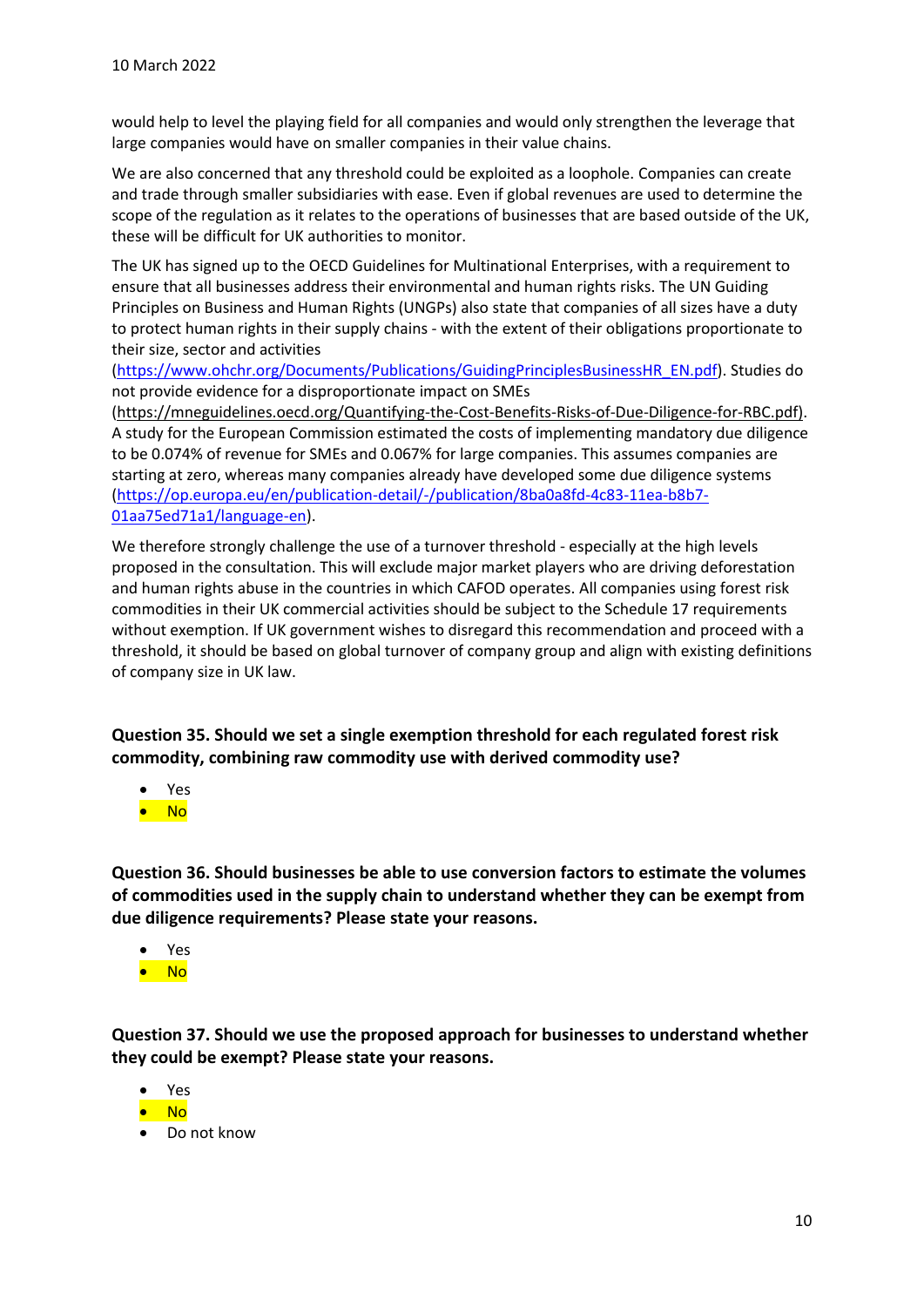would help to level the playing field for all companies and would only strengthen the leverage that large companies would have on smaller companies in their value chains.

We are also concerned that any threshold could be exploited as a loophole. Companies can create and trade through smaller subsidiaries with ease. Even if global revenues are used to determine the scope of the regulation as it relates to the operations of businesses that are based outside of the UK, these will be difficult for UK authorities to monitor.

The UK has signed up to the OECD Guidelines for Multinational Enterprises, with a requirement to ensure that all businesses address their environmental and human rights risks. The UN Guiding Principles on Business and Human Rights (UNGPs) also state that companies of all sizes have a duty to protect human rights in their supply chains - with the extent of their obligations proportionate to their size, sector and activities (https://www.ohchr.org/Documents/Publications/GuidingPrinciplesBusinessHR_EN.pdf). Studies do not provide evidence for a disproportionate impact on SMEs (https://mneguidelines.oecd.org/Quantifying-the-Cost-Benefits-Risks-of-Due-Diligence-for-RBC.pdf). A study for the European Commission estimated the costs of implementing mandatory due diligence to be 0.074% of revenue for SMEs and 0.067% for large companies. This assumes companies are starting at zero, whereas many companies already have developed some due diligence systems (https://op.europa.eu/en/publication-detail/-/publication/8ba0a8fd-4c83-11ea-b8b7-01aa75ed71a1/language-en).

We therefore strongly challenge the use of a turnover threshold - especially at the high levels proposed in the consultation. This will exclude major market players who are driving deforestation and human rights abuse in the countries in which CAFOD operates. All companies using forest risk commodities in their UK commercial activities should be subject to the Schedule 17 requirements without exemption. If UK government wishes to disregard this recommendation and proceed with a threshold, it should be based on global turnover of company group and align with existing definitions of company size in UK law.

**Question 35. Should we set a single exemption threshold for each regulated forest risk commodity, combining raw commodity use with derived commodity use?**

- Yes
- No

**Question 36. Should businesses be able to use conversion factors to estimate the volumes of commodities used in the supply chain to understand whether they can be exempt from due diligence requirements? Please state your reasons.**

- Yes
- No

**Question 37. Should we use the proposed approach for businesses to understand whether they could be exempt? Please state your reasons.**

- Yes
- No
- Do not know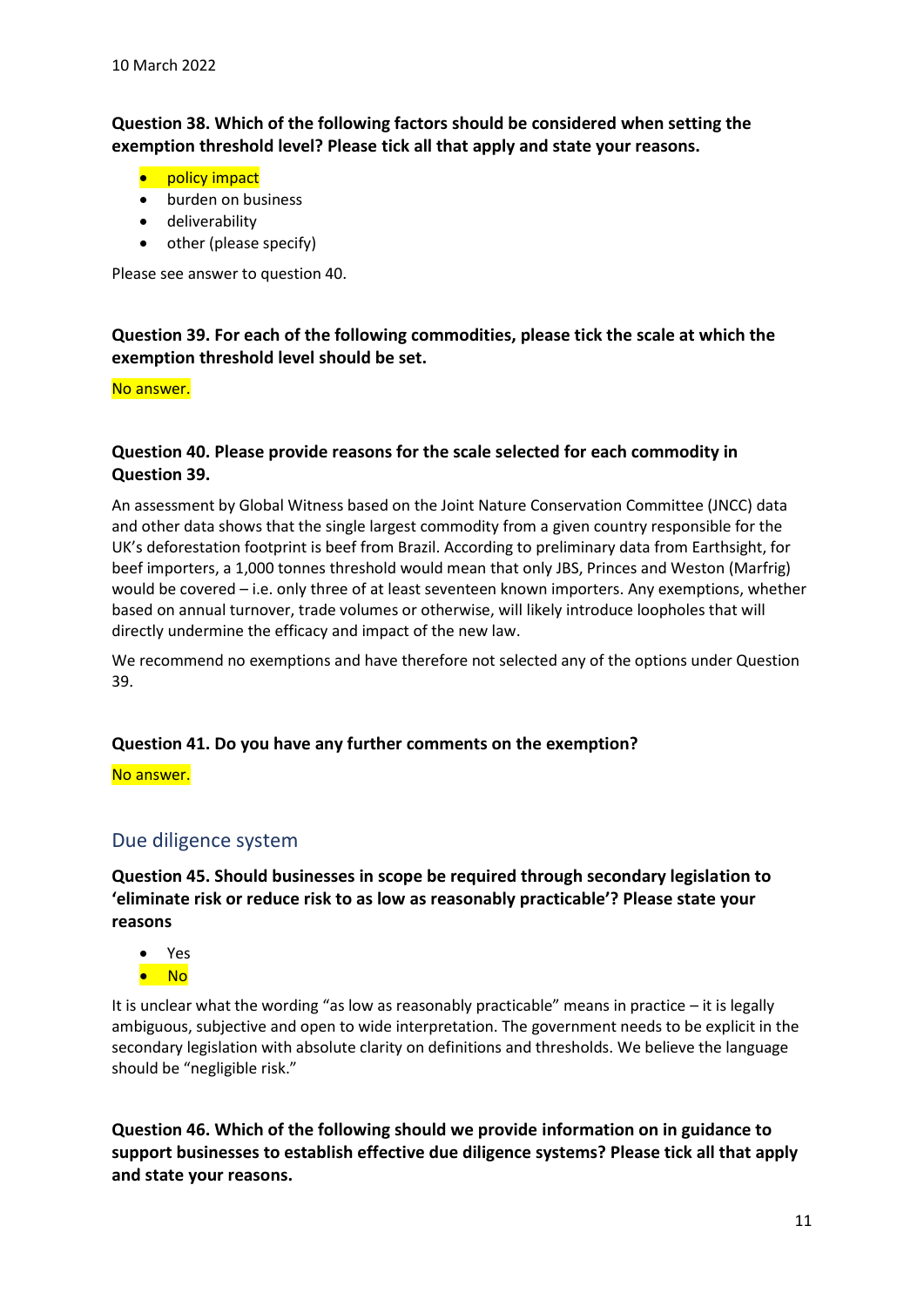10 March 2022

**Question 38. Which of the following factors should be considered when setting the exemption threshold level? Please tick all that apply and state your reasons.**

- policy impact
- burden on business
- deliverability
- other (please specify)

Please see answer to question 40.

**Question 39. For each of the following commodities, please tick the scale at which the exemption threshold level should be set.**

No answer.

**Question 40. Please provide reasons for the scale selected for each commodity in Question 39.**

An assessment by Global Witness based on the Joint Nature Conservation Committee (JNCC) data and other data shows that the single largest commodity from a given country responsible for the UK's deforestation footprint is beef from Brazil. According to preliminary data from Earthsight, for beef importers, a 1,000 tonnes threshold would mean that only JBS, Princes and Weston (Marfrig) would be covered – i.e. only three of at least seventeen known importers. Any exemptions, whether based on annual turnover, trade volumes or otherwise, will likely introduce loopholes that will directly undermine the efficacy and impact of the new law.

We recommend no exemptions and have therefore not selected any of the options under Question 39.

**Question 41. Do you have any further comments on the exemption?**

No answer.

## Due diligence system

**Question 45. Should businesses in scope be required through secondary legislation to 'eliminate risk or reduce risk to as low as reasonably practicable'? Please state your reasons**

- Yes
- No

It is unclear what the wording "as low as reasonably practicable" means in practice – it is legally ambiguous, subjective and open to wide interpretation. The government needs to be explicit in the secondary legislation with absolute clarity on definitions and thresholds. We believe the language should be "negligible risk."

**Question 46. Which of the following should we provide information on in guidance to support businesses to establish effective due diligence systems? Please tick all that apply and state your reasons.**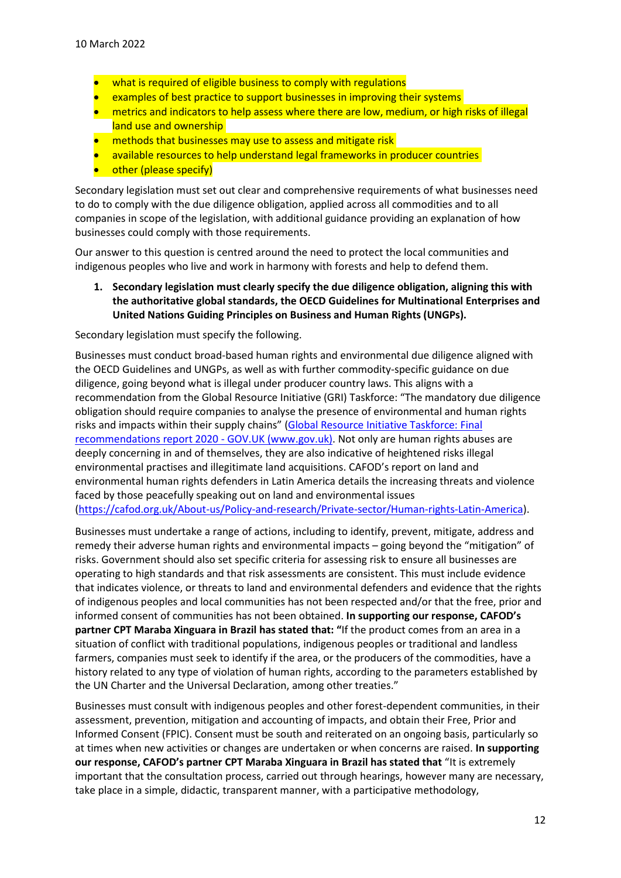- what is required of eligible business to comply with regulations
- examples of best practice to support businesses in improving their systems
- metrics and indicators to help assess where there are low, medium, or high risks of illegal land use and ownership
- methods that businesses may use to assess and mitigate risk
- available resources to help understand legal frameworks in producer countries
- other (please specify)

Secondary legislation must set out clear and comprehensive requirements of what businesses need to do to comply with the due diligence obligation, applied across all commodities and to all companies in scope of the legislation, with additional guidance providing an explanation of how businesses could comply with those requirements.

Our answer to this question is centred around the need to protect the local communities and indigenous peoples who live and work in harmony with forests and help to defend them.

1. **Secondary legislation must clearly specify the due diligence obligation, aligning this with the authoritative global standards, the OECD Guidelines for Multinational Enterprises and United Nations Guiding Principles on Business and Human Rights (UNGPs).**

Secondary legislation must specify the following.

Businesses must conduct broad-based human rights and environmental due diligence aligned with the OECD Guidelines and UNGPs, as well as with further commodity-specific guidance on due diligence, going beyond what is illegal under producer country laws. This aligns with a recommendation from the Global Resource Initiative (GRI) Taskforce: "The mandatory due diligence obligation should require companies to analyse the presence of environmental and human rights risks and impacts within their supply chains" ([Global Resource Initiative Taskforce: Final recommendations report 2020 - GOV.UK (www.gov.uk)](https://www.gov.uk)). Not only are human rights abuses are deeply concerning in and of themselves, they are also indicative of heightened risks illegal environmental practises and illegitimate land acquisitions. CAFOD's report on land and environmental human rights defenders in Latin America details the increasing threats and violence faced by those peacefully speaking out on land and environmental issues (https://cafod.org.uk/About-us/Policy-and-research/Private-sector/Human-rights-Latin-America).

Businesses must undertake a range of actions, including to identify, prevent, mitigate, address and remedy their adverse human rights and environmental impacts – going beyond the "mitigation" of risks. Government should also set specific criteria for assessing risk to ensure all businesses are operating to high standards and that risk assessments are consistent. This must include evidence that indicates violence, or threats to land and environmental defenders and evidence that the rights of indigenous peoples and local communities has not been respected and/or that the free, prior and informed consent of communities has not been obtained. **In supporting our response, CAFOD's partner CPT Maraba Xinguara in Brazil has stated that: "**If the product comes from an area in a situation of conflict with traditional populations, indigenous peoples or traditional and landless farmers, companies must seek to identify if the area, or the producers of the commodities, have a history related to any type of violation of human rights, according to the parameters established by the UN Charter and the Universal Declaration, among other treaties."

Businesses must consult with indigenous peoples and other forest-dependent communities, in their assessment, prevention, mitigation and accounting of impacts, and obtain their Free, Prior and Informed Consent (FPIC). Consent must be south and reiterated on an ongoing basis, particularly so at times when new activities or changes are undertaken or when concerns are raised. **In supporting our response, CAFOD's partner CPT Maraba Xinguara in Brazil has stated that** "It is extremely important that the consultation process, carried out through hearings, however many are necessary, take place in a simple, didactic, transparent manner, with a participative methodology,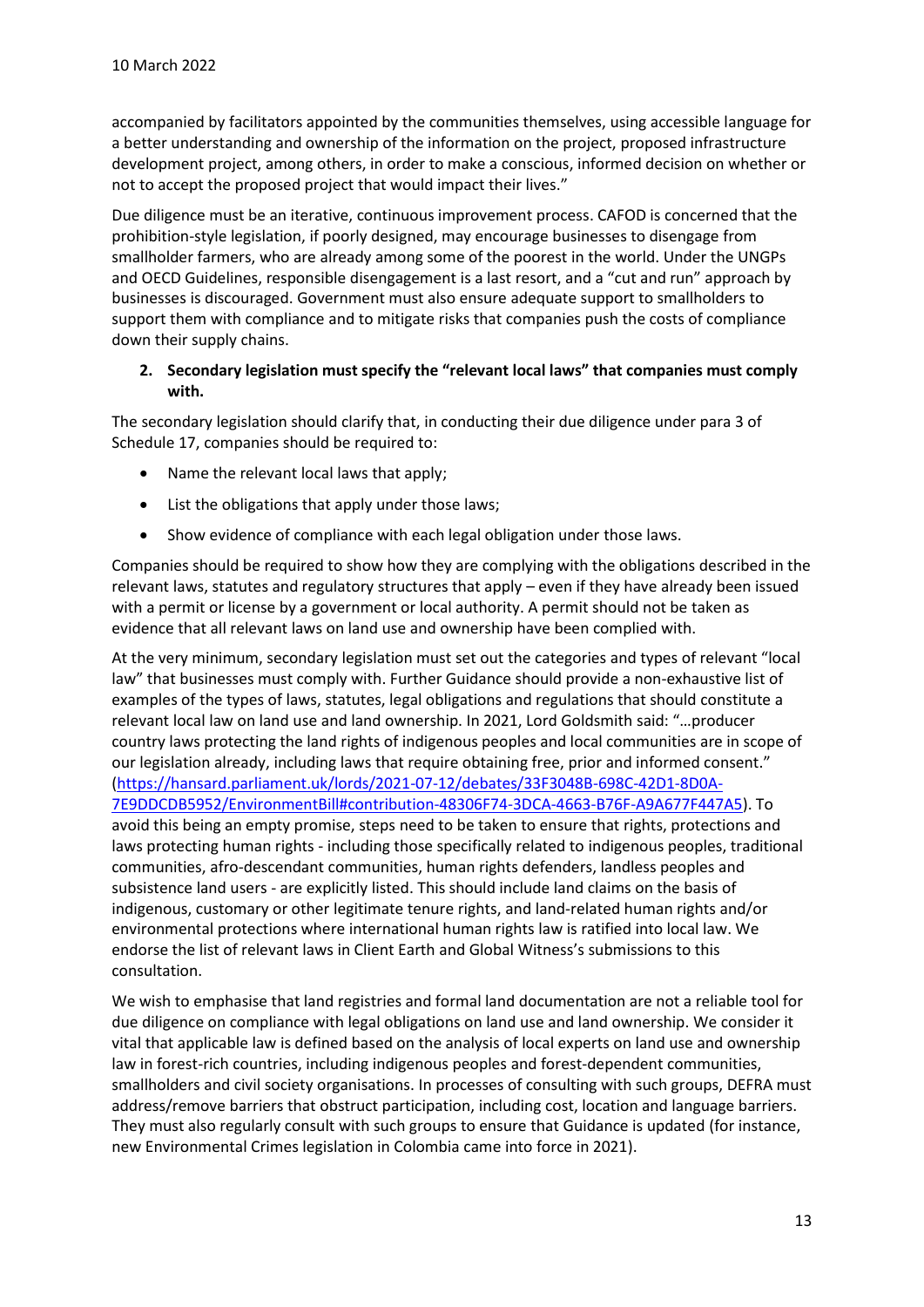accompanied by facilitators appointed by the communities themselves, using accessible language for a better understanding and ownership of the information on the project, proposed infrastructure development project, among others, in order to make a conscious, informed decision on whether or not to accept the proposed project that would impact their lives."

Due diligence must be an iterative, continuous improvement process. CAFOD is concerned that the prohibition-style legislation, if poorly designed, may encourage businesses to disengage from smallholder farmers, who are already among some of the poorest in the world. Under the UNGPs and OECD Guidelines, responsible disengagement is a last resort, and a "cut and run" approach by businesses is discouraged. Government must also ensure adequate support to smallholders to support them with compliance and to mitigate risks that companies push the costs of compliance down their supply chains.

**2. Secondary legislation must specify the "relevant local laws" that companies must comply with.**

The secondary legislation should clarify that, in conducting their due diligence under para 3 of Schedule 17, companies should be required to:

- Name the relevant local laws that apply;
- List the obligations that apply under those laws;
- Show evidence of compliance with each legal obligation under those laws.

Companies should be required to show how they are complying with the obligations described in the relevant laws, statutes and regulatory structures that apply – even if they have already been issued with a permit or license by a government or local authority. A permit should not be taken as evidence that all relevant laws on land use and ownership have been complied with.

At the very minimum, secondary legislation must set out the categories and types of relevant "local law" that businesses must comply with. Further Guidance should provide a non-exhaustive list of examples of the types of laws, statutes, legal obligations and regulations that should constitute a relevant local law on land use and land ownership. In 2021, Lord Goldsmith said: "…producer country laws protecting the land rights of indigenous peoples and local communities are in scope of our legislation already, including laws that require obtaining free, prior and informed consent." (https://hansard.parliament.uk/lords/2021-07-12/debates/33F3048B-698C-42D1-8D0A-7E9DDCDB5952/EnvironmentBill#contribution-48306F74-3DCA-4663-B76F-A9A677F447A5). To avoid this being an empty promise, steps need to be taken to ensure that rights, protections and laws protecting human rights - including those specifically related to indigenous peoples, traditional communities, afro-descendant communities, human rights defenders, landless peoples and subsistence land users - are explicitly listed. This should include land claims on the basis of indigenous, customary or other legitimate tenure rights, and land-related human rights and/or environmental protections where international human rights law is ratified into local law. We endorse the list of relevant laws in Client Earth and Global Witness's submissions to this consultation.

We wish to emphasise that land registries and formal land documentation are not a reliable tool for due diligence on compliance with legal obligations on land use and land ownership. We consider it vital that applicable law is defined based on the analysis of local experts on land use and ownership law in forest-rich countries, including indigenous peoples and forest-dependent communities, smallholders and civil society organisations. In processes of consulting with such groups, DEFRA must address/remove barriers that obstruct participation, including cost, location and language barriers. They must also regularly consult with such groups to ensure that Guidance is updated (for instance, new Environmental Crimes legislation in Colombia came into force in 2021).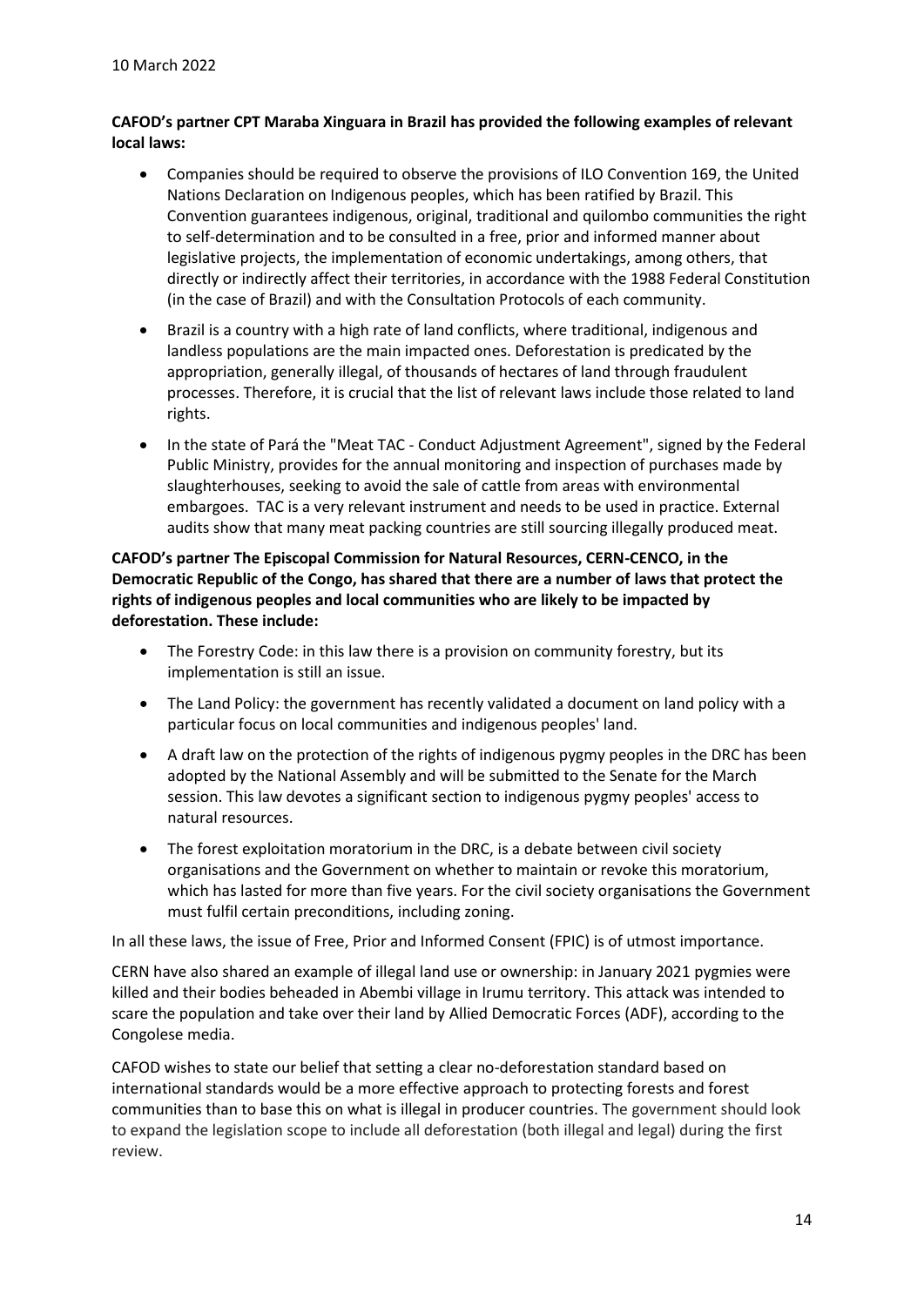10 March 2022

**CAFOD's partner CPT Maraba Xinguara in Brazil has provided the following examples of relevant local laws:**

- Companies should be required to observe the provisions of ILO Convention 169, the United Nations Declaration on Indigenous peoples, which has been ratified by Brazil. This Convention guarantees indigenous, original, traditional and quilombo communities the right to self-determination and to be consulted in a free, prior and informed manner about legislative projects, the implementation of economic undertakings, among others, that directly or indirectly affect their territories, in accordance with the 1988 Federal Constitution (in the case of Brazil) and with the Consultation Protocols of each community.
- Brazil is a country with a high rate of land conflicts, where traditional, indigenous and landless populations are the main impacted ones. Deforestation is predicated by the appropriation, generally illegal, of thousands of hectares of land through fraudulent processes. Therefore, it is crucial that the list of relevant laws include those related to land rights.
- In the state of Pará the "Meat TAC - Conduct Adjustment Agreement", signed by the Federal Public Ministry, provides for the annual monitoring and inspection of purchases made by slaughterhouses, seeking to avoid the sale of cattle from areas with environmental embargoes. TAC is a very relevant instrument and needs to be used in practice. External audits show that many meat packing countries are still sourcing illegally produced meat.

**CAFOD's partner The Episcopal Commission for Natural Resources, CERN-CENCO, in the Democratic Republic of the Congo, has shared that there are a number of laws that protect the rights of indigenous peoples and local communities who are likely to be impacted by deforestation. These include:**

- The Forestry Code: in this law there is a provision on community forestry, but its implementation is still an issue.
- The Land Policy: the government has recently validated a document on land policy with a particular focus on local communities and indigenous peoples' land.
- A draft law on the protection of the rights of indigenous pygmy peoples in the DRC has been adopted by the National Assembly and will be submitted to the Senate for the March session. This law devotes a significant section to indigenous pygmy peoples' access to natural resources.
- The forest exploitation moratorium in the DRC, is a debate between civil society organisations and the Government on whether to maintain or revoke this moratorium, which has lasted for more than five years. For the civil society organisations the Government must fulfil certain preconditions, including zoning.

In all these laws, the issue of Free, Prior and Informed Consent (FPIC) is of utmost importance.

CERN have also shared an example of illegal land use or ownership: in January 2021 pygmies were killed and their bodies beheaded in Abembi village in Irumu territory. This attack was intended to scare the population and take over their land by Allied Democratic Forces (ADF), according to the Congolese media.

CAFOD wishes to state our belief that setting a clear no-deforestation standard based on international standards would be a more effective approach to protecting forests and forest communities than to base this on what is illegal in producer countries. The government should look to expand the legislation scope to include all deforestation (both illegal and legal) during the first review.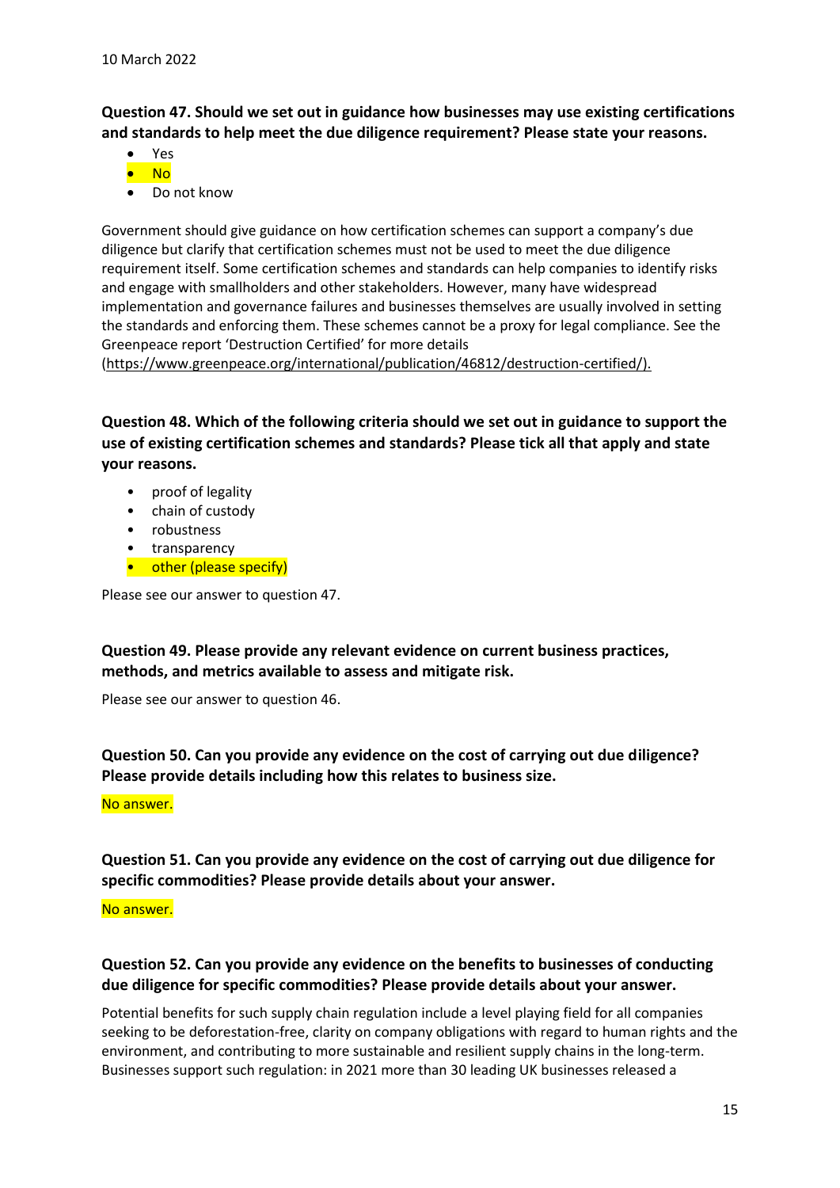10 March 2022

**Question 47. Should we set out in guidance how businesses may use existing certifications and standards to help meet the due diligence requirement? Please state your reasons.**

- Yes
- No
- Do not know

Government should give guidance on how certification schemes can support a company's due diligence but clarify that certification schemes must not be used to meet the due diligence requirement itself. Some certification schemes and standards can help companies to identify risks and engage with smallholders and other stakeholders. However, many have widespread implementation and governance failures and businesses themselves are usually involved in setting the standards and enforcing them. These schemes cannot be a proxy for legal compliance. See the Greenpeace report 'Destruction Certified' for more details (https://www.greenpeace.org/international/publication/46812/destruction-certified/).

**Question 48. Which of the following criteria should we set out in guidance to support the use of existing certification schemes and standards? Please tick all that apply and state your reasons.**

- proof of legality
- chain of custody
- robustness
- transparency
- other (please specify)

Please see our answer to question 47.

**Question 49. Please provide any relevant evidence on current business practices, methods, and metrics available to assess and mitigate risk.**

Please see our answer to question 46.

**Question 50. Can you provide any evidence on the cost of carrying out due diligence? Please provide details including how this relates to business size.**

No answer.

**Question 51. Can you provide any evidence on the cost of carrying out due diligence for specific commodities? Please provide details about your answer.**

No answer.

**Question 52. Can you provide any evidence on the benefits to businesses of conducting due diligence for specific commodities? Please provide details about your answer.**

Potential benefits for such supply chain regulation include a level playing field for all companies seeking to be deforestation-free, clarity on company obligations with regard to human rights and the environment, and contributing to more sustainable and resilient supply chains in the long-term. Businesses support such regulation: in 2021 more than 30 leading UK businesses released a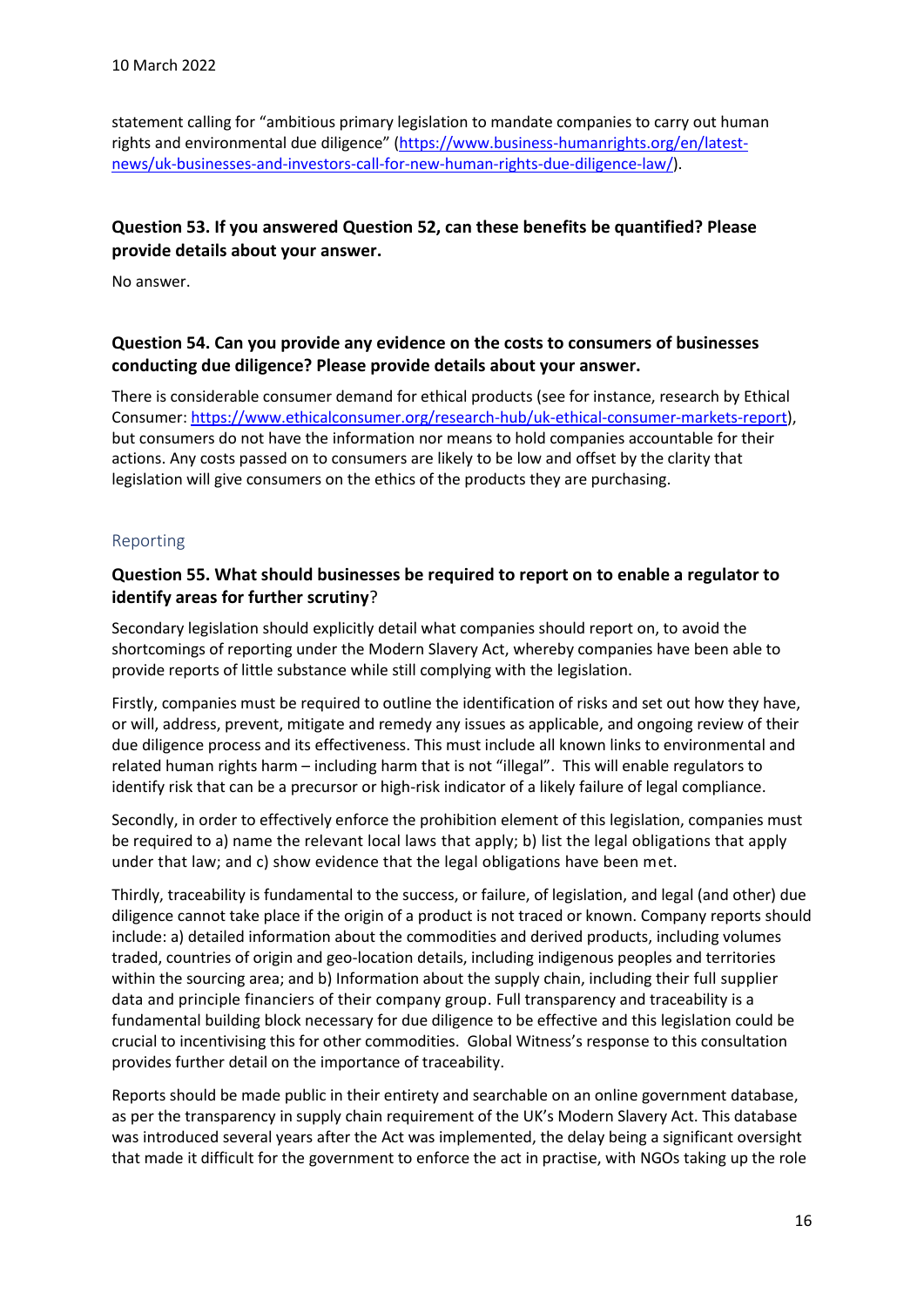statement calling for "ambitious primary legislation to mandate companies to carry out human rights and environmental due diligence" (https://www.business-humanrights.org/en/latest-news/uk-businesses-and-investors-call-for-new-human-rights-due-diligence-law/).

### Question 53. If you answered Question 52, can these benefits be quantified? Please provide details about your answer.

No answer.

### Question 54. Can you provide any evidence on the costs to consumers of businesses conducting due diligence? Please provide details about your answer.

There is considerable consumer demand for ethical products (see for instance, research by Ethical Consumer: https://www.ethicalconsumer.org/research-hub/uk-ethical-consumer-markets-report), but consumers do not have the information nor means to hold companies accountable for their actions. Any costs passed on to consumers are likely to be low and offset by the clarity that legislation will give consumers on the ethics of the products they are purchasing.

## Reporting

### Question 55. What should businesses be required to report on to enable a regulator to identify areas for further scrutiny?

Secondary legislation should explicitly detail what companies should report on, to avoid the shortcomings of reporting under the Modern Slavery Act, whereby companies have been able to provide reports of little substance while still complying with the legislation.

Firstly, companies must be required to outline the identification of risks and set out how they have, or will, address, prevent, mitigate and remedy any issues as applicable, and ongoing review of their due diligence process and its effectiveness. This must include all known links to environmental and related human rights harm – including harm that is not "illegal". This will enable regulators to identify risk that can be a precursor or high-risk indicator of a likely failure of legal compliance.

Secondly, in order to effectively enforce the prohibition element of this legislation, companies must be required to a) name the relevant local laws that apply; b) list the legal obligations that apply under that law; and c) show evidence that the legal obligations have been met.

Thirdly, traceability is fundamental to the success, or failure, of legislation, and legal (and other) due diligence cannot take place if the origin of a product is not traced or known. Company reports should include: a) detailed information about the commodities and derived products, including volumes traded, countries of origin and geo-location details, including indigenous peoples and territories within the sourcing area; and b) Information about the supply chain, including their full supplier data and principle financiers of their company group. Full transparency and traceability is a fundamental building block necessary for due diligence to be effective and this legislation could be crucial to incentivising this for other commodities. Global Witness's response to this consultation provides further detail on the importance of traceability.

Reports should be made public in their entirety and searchable on an online government database, as per the transparency in supply chain requirement of the UK's Modern Slavery Act. This database was introduced several years after the Act was implemented, the delay being a significant oversight that made it difficult for the government to enforce the act in practise, with NGOs taking up the role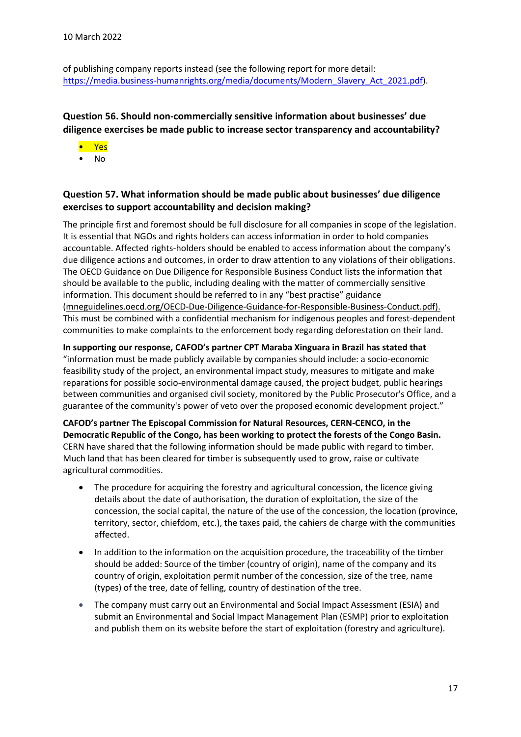of publishing company reports instead (see the following report for more detail: https://media.business-humanrights.org/media/documents/Modern_Slavery_Act_2021.pdf).

**Question 56. Should non-commercially sensitive information about businesses' due diligence exercises be made public to increase sector transparency and accountability?**

- Yes
- No

**Question 57. What information should be made public about businesses' due diligence exercises to support accountability and decision making?**

The principle first and foremost should be full disclosure for all companies in scope of the legislation. It is essential that NGOs and rights holders can access information in order to hold companies accountable. Affected rights-holders should be enabled to access information about the company's due diligence actions and outcomes, in order to draw attention to any violations of their obligations. The OECD Guidance on Due Diligence for Responsible Business Conduct lists the information that should be available to the public, including dealing with the matter of commercially sensitive information. This document should be referred to in any "best practise" guidance (mneguidelines.oecd.org/OECD-Due-Diligence-Guidance-for-Responsible-Business-Conduct.pdf). This must be combined with a confidential mechanism for indigenous peoples and forest-dependent communities to make complaints to the enforcement body regarding deforestation on their land.

**In supporting our response, CAFOD's partner CPT Maraba Xinguara in Brazil has stated that** "information must be made publicly available by companies should include: a socio-economic feasibility study of the project, an environmental impact study, measures to mitigate and make reparations for possible socio-environmental damage caused, the project budget, public hearings between communities and organised civil society, monitored by the Public Prosecutor's Office, and a guarantee of the community's power of veto over the proposed economic development project."

**CAFOD's partner The Episcopal Commission for Natural Resources, CERN-CENCO, in the Democratic Republic of the Congo, has been working to protect the forests of the Congo Basin.** CERN have shared that the following information should be made public with regard to timber. Much land that has been cleared for timber is subsequently used to grow, raise or cultivate agricultural commodities.

- The procedure for acquiring the forestry and agricultural concession, the licence giving details about the date of authorisation, the duration of exploitation, the size of the concession, the social capital, the nature of the use of the concession, the location (province, territory, sector, chiefdom, etc.), the taxes paid, the cahiers de charge with the communities affected.
- In addition to the information on the acquisition procedure, the traceability of the timber should be added: Source of the timber (country of origin), name of the company and its country of origin, exploitation permit number of the concession, size of the tree, name (types) of the tree, date of felling, country of destination of the tree.
- The company must carry out an Environmental and Social Impact Assessment (ESIA) and submit an Environmental and Social Impact Management Plan (ESMP) prior to exploitation and publish them on its website before the start of exploitation (forestry and agriculture).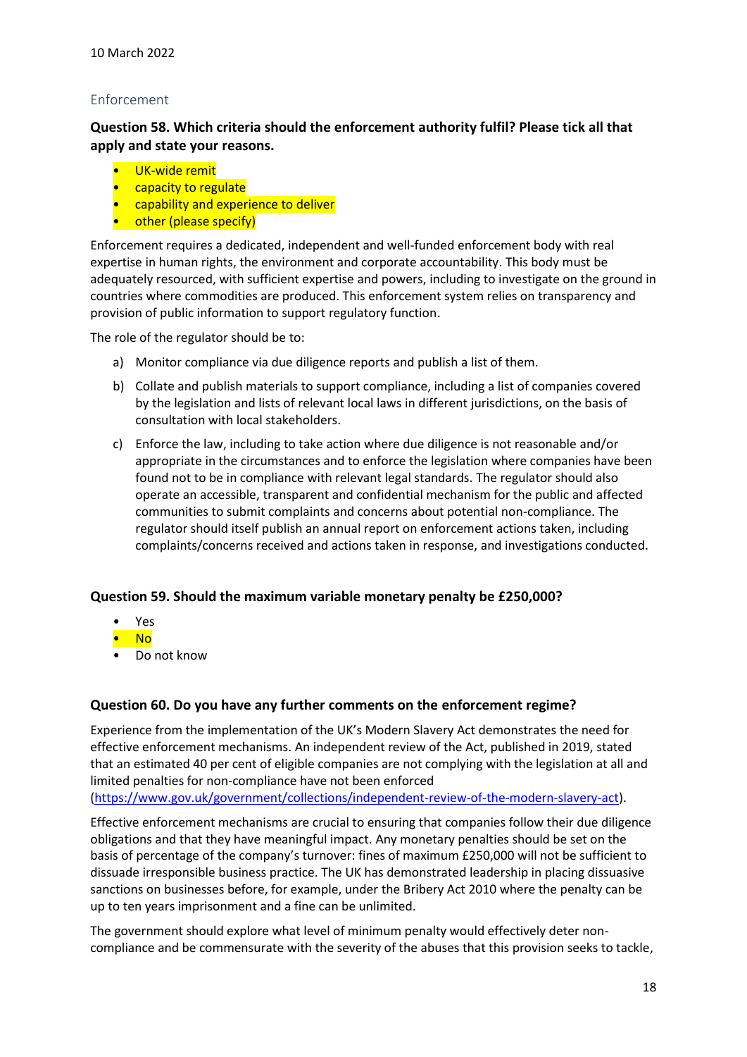10 March 2022

## Enforcement

**Question 58. Which criteria should the enforcement authority fulfil? Please tick all that apply and state your reasons.**

- UK-wide remit
- capacity to regulate
- capability and experience to deliver
- other (please specify)

Enforcement requires a dedicated, independent and well-funded enforcement body with real expertise in human rights, the environment and corporate accountability. This body must be adequately resourced, with sufficient expertise and powers, including to investigate on the ground in countries where commodities are produced. This enforcement system relies on transparency and provision of public information to support regulatory function.

The role of the regulator should be to:

a) Monitor compliance via due diligence reports and publish a list of them.

b) Collate and publish materials to support compliance, including a list of companies covered by the legislation and lists of relevant local laws in different jurisdictions, on the basis of consultation with local stakeholders.

c) Enforce the law, including to take action where due diligence is not reasonable and/or appropriate in the circumstances and to enforce the legislation where companies have been found not to be in compliance with relevant legal standards. The regulator should also operate an accessible, transparent and confidential mechanism for the public and affected communities to submit complaints and concerns about potential non-compliance. The regulator should itself publish an annual report on enforcement actions taken, including complaints/concerns received and actions taken in response, and investigations conducted.

**Question 59. Should the maximum variable monetary penalty be £250,000?**

- Yes
- No
- Do not know

**Question 60. Do you have any further comments on the enforcement regime?**

Experience from the implementation of the UK's Modern Slavery Act demonstrates the need for effective enforcement mechanisms. An independent review of the Act, published in 2019, stated that an estimated 40 per cent of eligible companies are not complying with the legislation at all and limited penalties for non-compliance have not been enforced (https://www.gov.uk/government/collections/independent-review-of-the-modern-slavery-act).

Effective enforcement mechanisms are crucial to ensuring that companies follow their due diligence obligations and that they have meaningful impact. Any monetary penalties should be set on the basis of percentage of the company's turnover: fines of maximum £250,000 will not be sufficient to dissuade irresponsible business practice. The UK has demonstrated leadership in placing dissuasive sanctions on businesses before, for example, under the Bribery Act 2010 where the penalty can be up to ten years imprisonment and a fine can be unlimited.

The government should explore what level of minimum penalty would effectively deter non-compliance and be commensurate with the severity of the abuses that this provision seeks to tackle,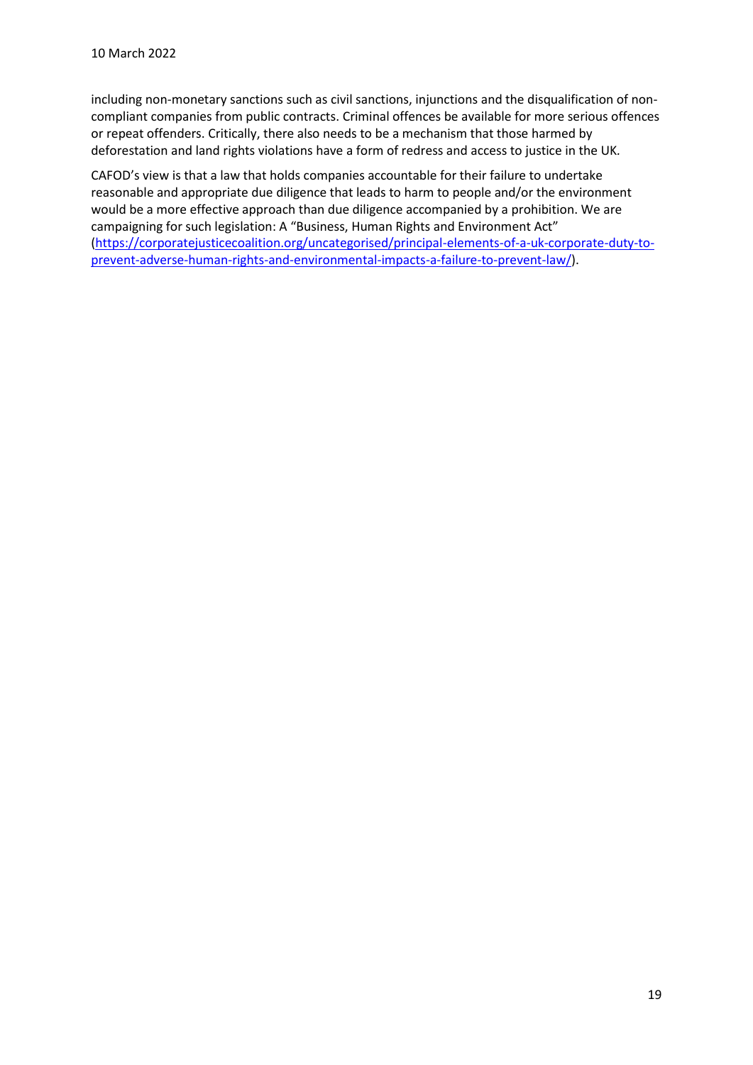including non-monetary sanctions such as civil sanctions, injunctions and the disqualification of non-compliant companies from public contracts. Criminal offences be available for more serious offences or repeat offenders. Critically, there also needs to be a mechanism that those harmed by deforestation and land rights violations have a form of redress and access to justice in the UK.

CAFOD's view is that a law that holds companies accountable for their failure to undertake reasonable and appropriate due diligence that leads to harm to people and/or the environment would be a more effective approach than due diligence accompanied by a prohibition. We are campaigning for such legislation: A "Business, Human Rights and Environment Act" (https://corporatejusticecoalition.org/uncategorised/principal-elements-of-a-uk-corporate-duty-to-prevent-adverse-human-rights-and-environmental-impacts-a-failure-to-prevent-law/).